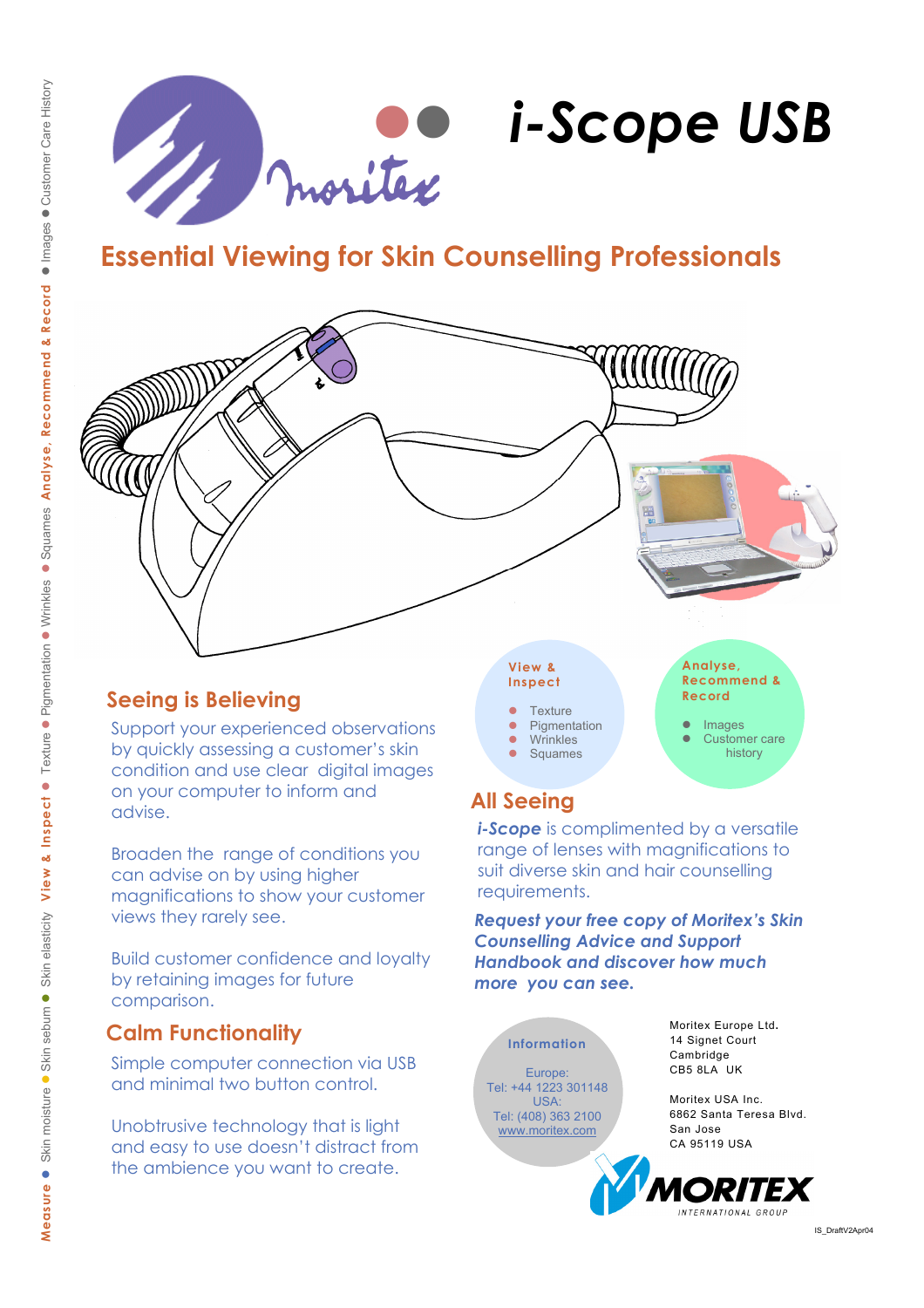# i-Scope USB

## Essential Viewing for Skin Counselling Professionals

Measure ● Skin moisture ● Skin sebum ● Skin elasticity **View & Inspect** ● Texture ● Pigmentation ● Wrinkles ● Squames **Analyse, Recommend & Record** ● Images ● Customer Care History

### View & Inspect

- Texture
- Pigmentation
- Wrinkles
- Squames

### Analyse, Recommend & Record

- Images
- Customer care history

## Seeing is Believing

Support your experienced observations by quickly assessing a customer's skin condition and use clear digital images on your computer to inform and advise.

Broaden the range of conditions you can advise on by using higher magnifications to show your customer views they rarely see.

Build customer confidence and loyalty by retaining images for future comparison.

## Calm Functionality

Simple computer connection via USB and minimal two button control.

Unobtrusive technology that is light and easy to use doesn't distract from the ambience you want to create.

## All Seeing

***i-Scope*** is complimented by a versatile range of lenses with magnifications to suit diverse skin and hair counselling requirements.

***Request your free copy of Moritex's Skin Counselling Advice and Support Handbook and discover how much more you can see.***

### Information

Europe:
Tel: +44 1223 301148
USA:
Tel: (408) 363 2100
www.moritex.com

Moritex Europe Ltd.
14 Signet Court
Cambridge
CB5 8LA UK

Moritex USA Inc.
6862 Santa Teresa Blvd.
San Jose
CA 95119 USA

MORITEX INTERNATIONAL GROUP

IS_DraftV2Apr04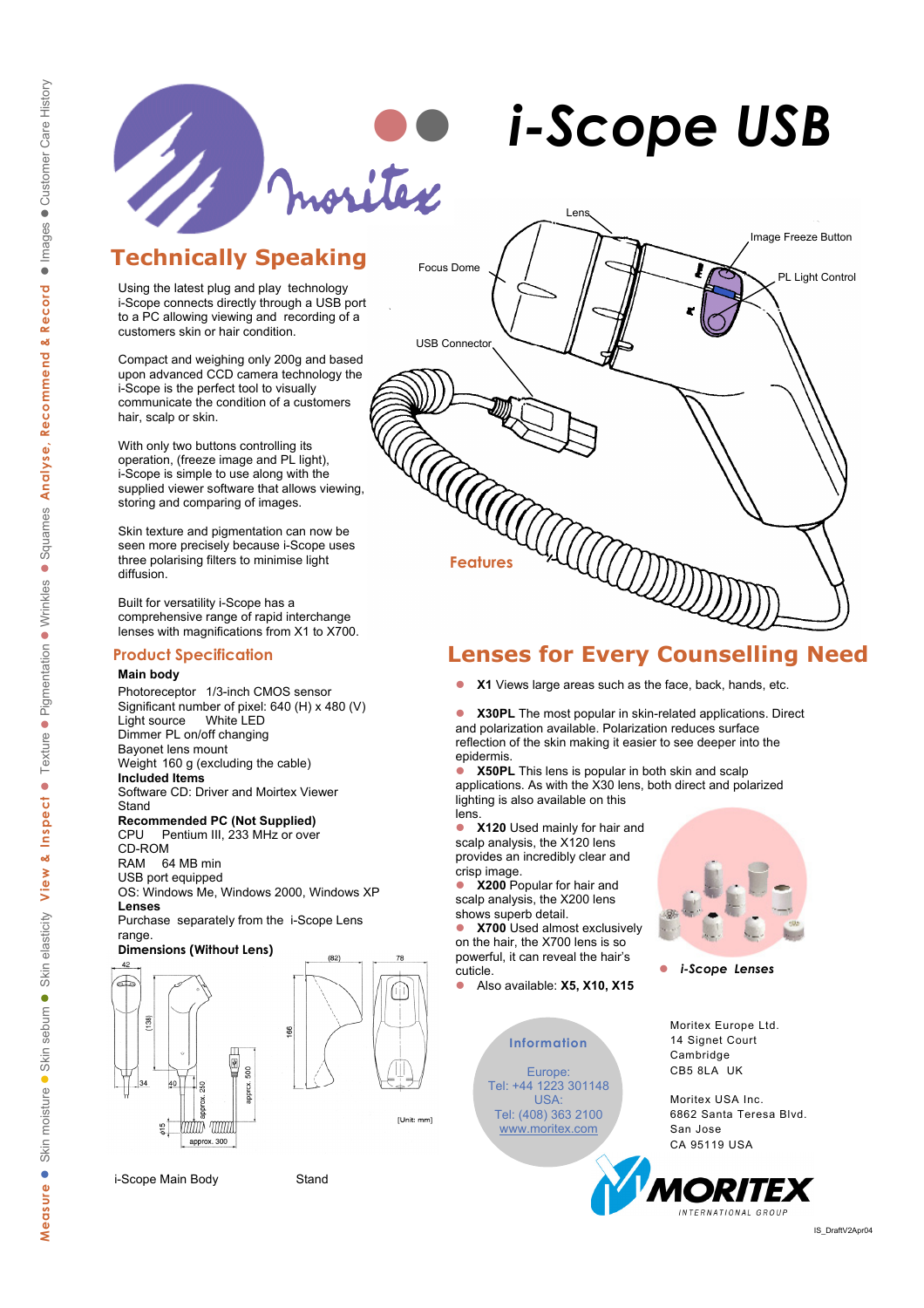Measure ● Skin moisture ● Skin sebum ● Skin elasticity View & Inspect ● Texture ● Pigmentation ● Wrinkles ● Squames Analyse, Recommend & Record ● Images ● Customer Care History

# i-Scope USB

## Technically Speaking

Using the latest plug and play technology i-Scope connects directly through a USB port to a PC allowing viewing and recording of a customers skin or hair condition.

Compact and weighing only 200g and based upon advanced CCD camera technology the i-Scope is the perfect tool to visually communicate the condition of a customers hair, scalp or skin.

With only two buttons controlling its operation, (freeze image and PL light), i-Scope is simple to use along with the supplied viewer software that allows viewing, storing and comparing of images.

Skin texture and pigmentation can now be seen more precisely because i-Scope uses three polarising filters to minimise light diffusion.

Built for versatility i-Scope has a comprehensive range of rapid interchange lenses with magnifications from X1 to X700.

Lens
Image Freeze Button
Focus Dome
PL Light Control
USB Connector

Features

## Product Specification

**Main body**

Photoreceptor 1/3-inch CMOS sensor
Significant number of pixel: 640 (H) x 480 (V)
Light source White LED
Dimmer PL on/off changing
Bayonet lens mount
Weight 160 g (excluding the cable)

**Included Items**

Software CD: Driver and Moirtex Viewer
Stand

**Recommended PC (Not Supplied)**

CPU Pentium III, 233 MHz or over
CD-ROM
RAM 64 MB min
USB port equipped
OS: Windows Me, Windows 2000, Windows XP

**Lenses**

Purchase separately from the i-Scope Lens range.

**Dimensions (Without Lens)**

42
(138)
34
40
approx. 250
approx. 500
ø15
approx. 300
(82)
78
166
[Unit: mm]

i-Scope Main Body

Stand

## Lenses for Every Counselling Need

- **X1** Views large areas such as the face, back, hands, etc.
- **X30PL** The most popular in skin-related applications. Direct and polarization available. Polarization reduces surface reflection of the skin making it easier to see deeper into the epidermis.
- **X50PL** This lens is popular in both skin and scalp applications. As with the X30 lens, both direct and polarized lighting is also available on this lens.
- **X120** Used mainly for hair and scalp analysis, the X120 lens provides an incredibly clear and crisp image.
- **X200** Popular for hair and scalp analysis, the X200 lens shows superb detail.
- **X700** Used almost exclusively on the hair, the X700 lens is so powerful, it can reveal the hair's cuticle.
- Also available: **X5, X10, X15**

- *i-Scope Lenses*

**Information**

Europe:
Tel: +44 1223 301148
USA:
Tel: (408) 363 2100
www.moritex.com

Moritex Europe Ltd.
14 Signet Court
Cambridge
CB5 8LA UK

Moritex USA Inc.
6862 Santa Teresa Blvd.
San Jose
CA 95119 USA

MORITEX
INTERNATIONAL GROUP

IS_DraftV2Apr04